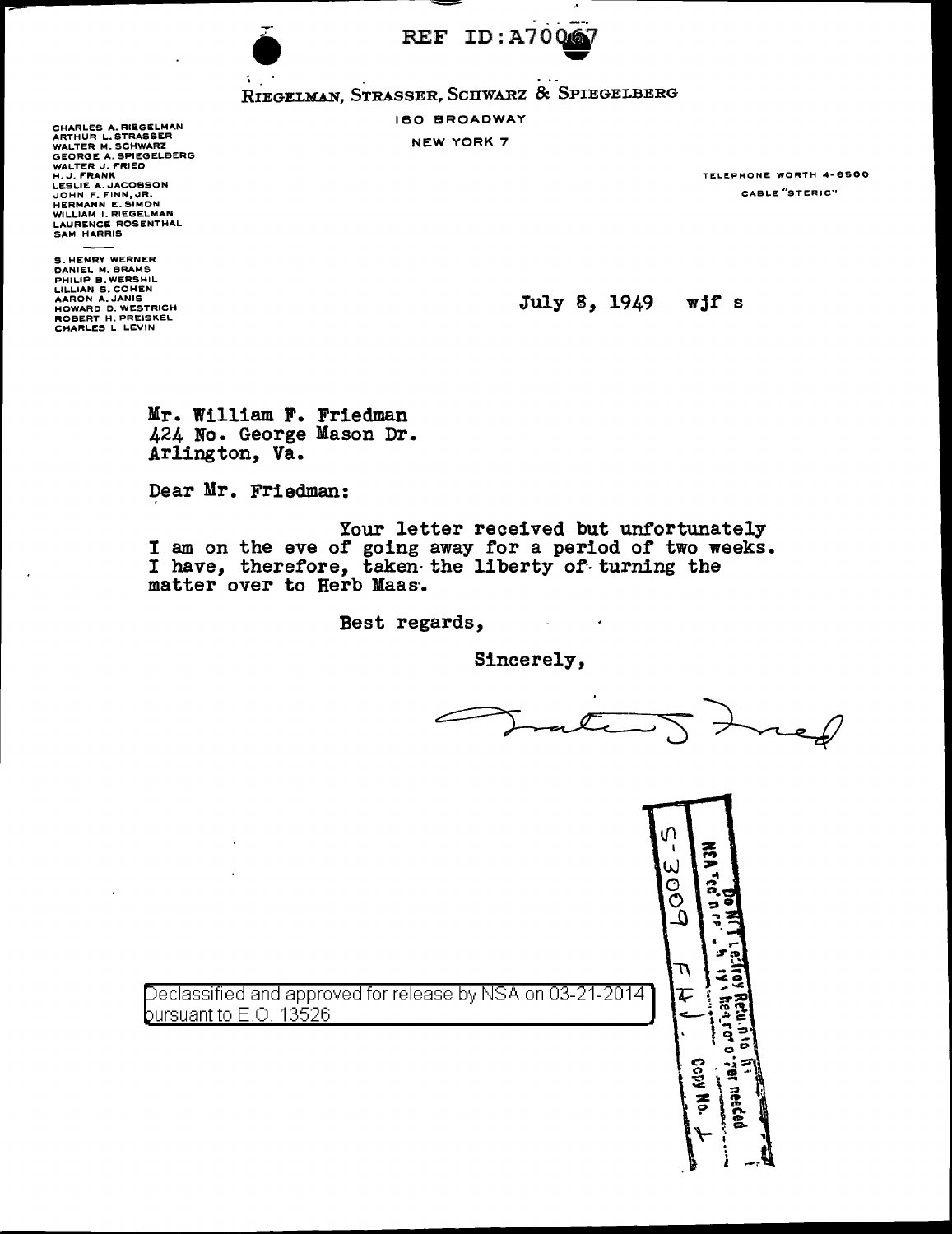REF ID:A70067

RIEGELMAN, STRASSER, SCHWARZ & SPIEGELBERG

160 BROADWAY

NEW YORK 7

CHARLES A. RIEGELMAN
ARTHUR L. STRASSER
WALTER M. SCHWARZ
GEORGE A. SPIEGELBERG
WALTER J. FRIED
H. J. FRANK
LESLIE A. JACOBSON
JOHN F. FINN, JR.
HERMANN E. SIMON
WILLIAM I. RIEGELMAN
LAURENCE ROSENTHAL
SAM HARRIS

S. HENRY WERNER
DANIEL M. BRAMS
PHILIP B. WERSHIL
LILLIAN S. COHEN
AARON A. JANIS
HOWARD D. WESTRICH
ROBERT H. PREISKEL
CHARLES L. LEVIN

TELEPHONE WORTH 4-6500

CABLE "STERIC"

July 8, 1949 wjf s

Mr. William F. Friedman
424 No. George Mason Dr.
Arlington, Va.

Dear Mr. Friedman:

Your letter received but unfortunately I am on the eve of going away for a period of two weeks. I have, therefore, taken the liberty of turning the matter over to Herb Maas.

Best regards,

Sincerely,

Walter J. Fried

Declassified and approved for release by NSA on 03-21-2014 pursuant to E.O. 13526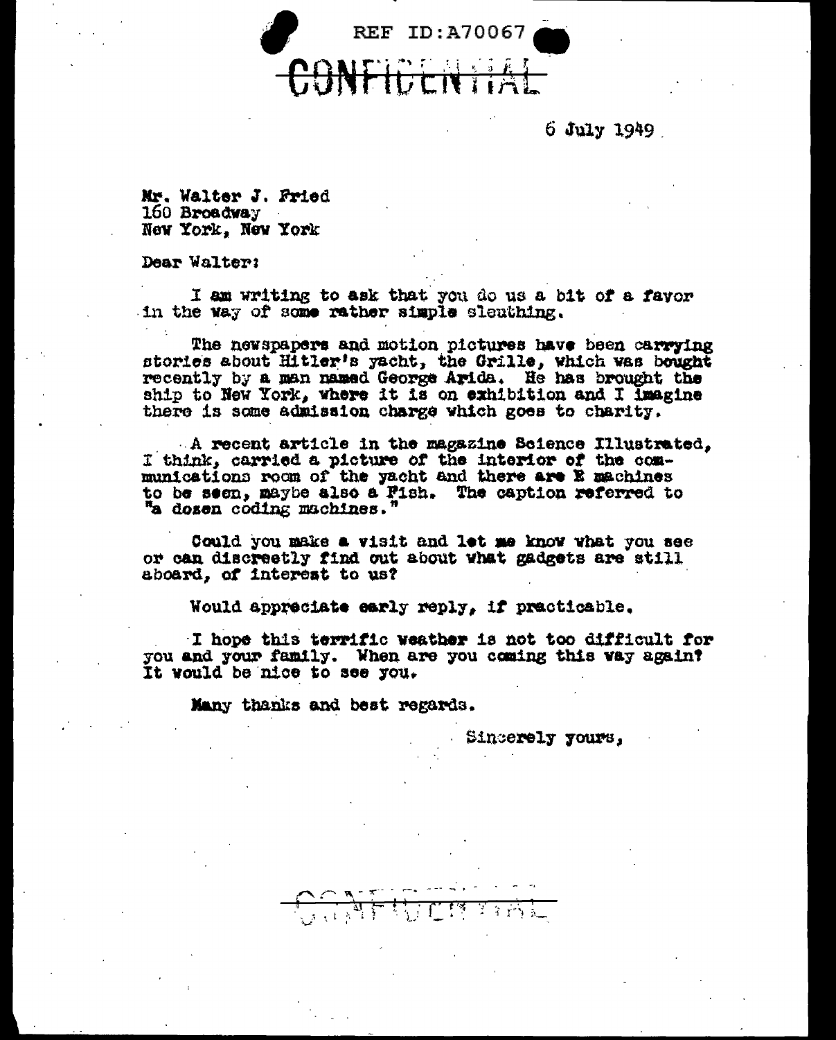REF ID:A70067

CONFIDENTIAL

6 July 1949

Mr. Walter J. Fried
160 Broadway
New York, New York

Dear Walter:

I am writing to ask that you do us a bit of a favor in the way of some rather simple sleuthing.

The newspapers and motion pictures have been carrying stories about Hitler's yacht, the Grille, which was bought recently by a man named George Arida. He has brought the ship to New York, where it is on exhibition and I imagine there is some admission charge which goes to charity.

A recent article in the magazine Science Illustrated, I think, carried a picture of the interior of the communications room of the yacht and there are E machines to be seen, maybe also a Fish. The caption referred to "a dozen coding machines."

Could you make a visit and let me know what you see or can discreetly find out about what gadgets are still aboard, of interest to us?

Would appreciate early reply, if practicable.

I hope this terrific weather is not too difficult for you and your family. When are you coming this way again? It would be nice to see you.

Many thanks and best regards.

Sincerely yours,

CONFIDENTIAL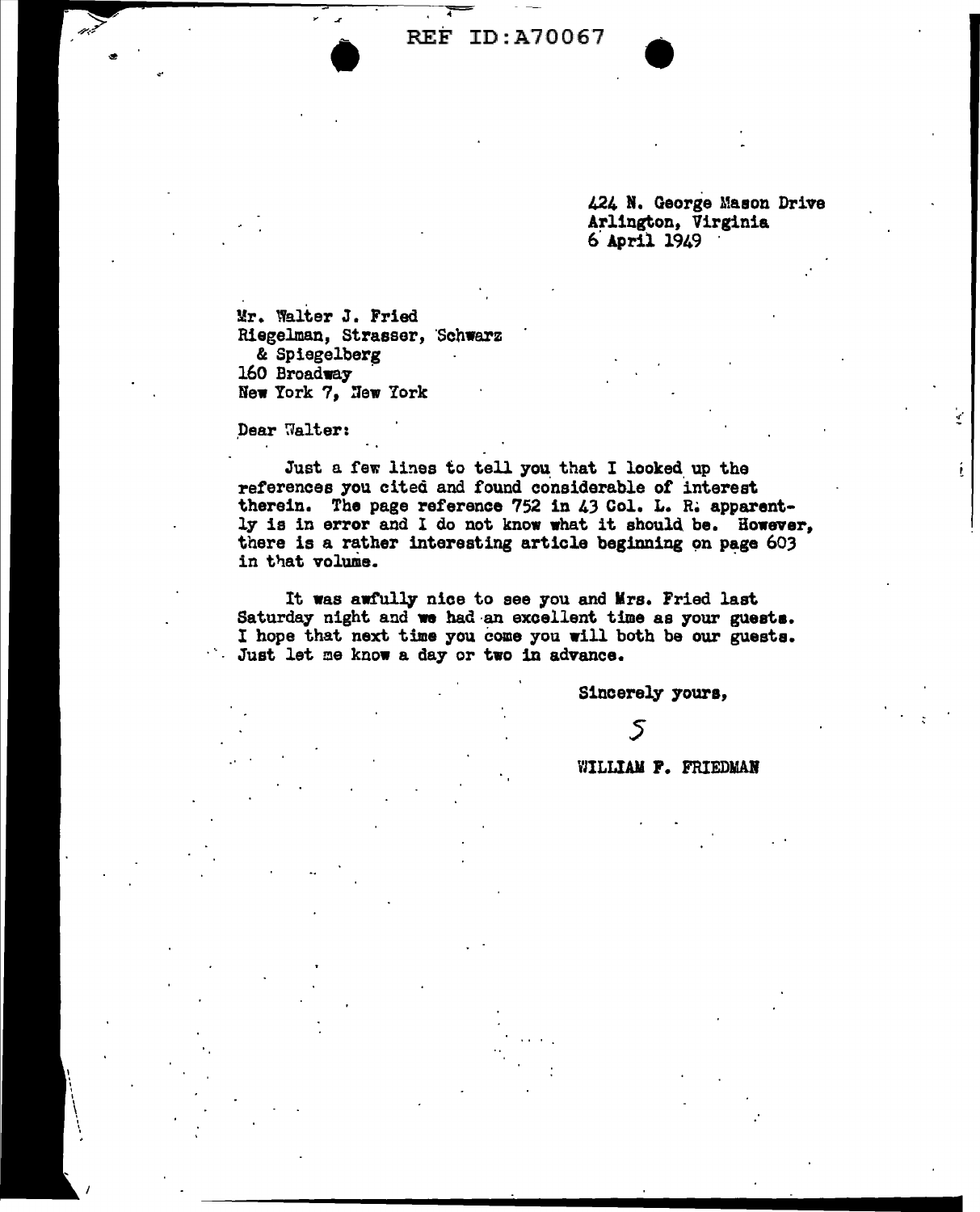REF ID:A70067

424 N. George Mason Drive
Arlington, Virginia
6 April 1949

Mr. Walter J. Fried
Riegelman, Strasser, Schwarz
& Spiegelberg
160 Broadway
New York 7, New York

Dear Walter:

Just a few lines to tell you that I looked up the references you cited and found considerable of interest therein. The page reference 752 in 43 Col. L. R. apparently is in error and I do not know what it should be. However, there is a rather interesting article beginning on page 603 in that volume.

It was awfully nice to see you and Mrs. Fried last Saturday night and we had an excellent time as your guests. I hope that next time you come you will both be our guests. Just let me know a day or two in advance.

Sincerely yours,

S

WILLIAM F. FRIEDMAN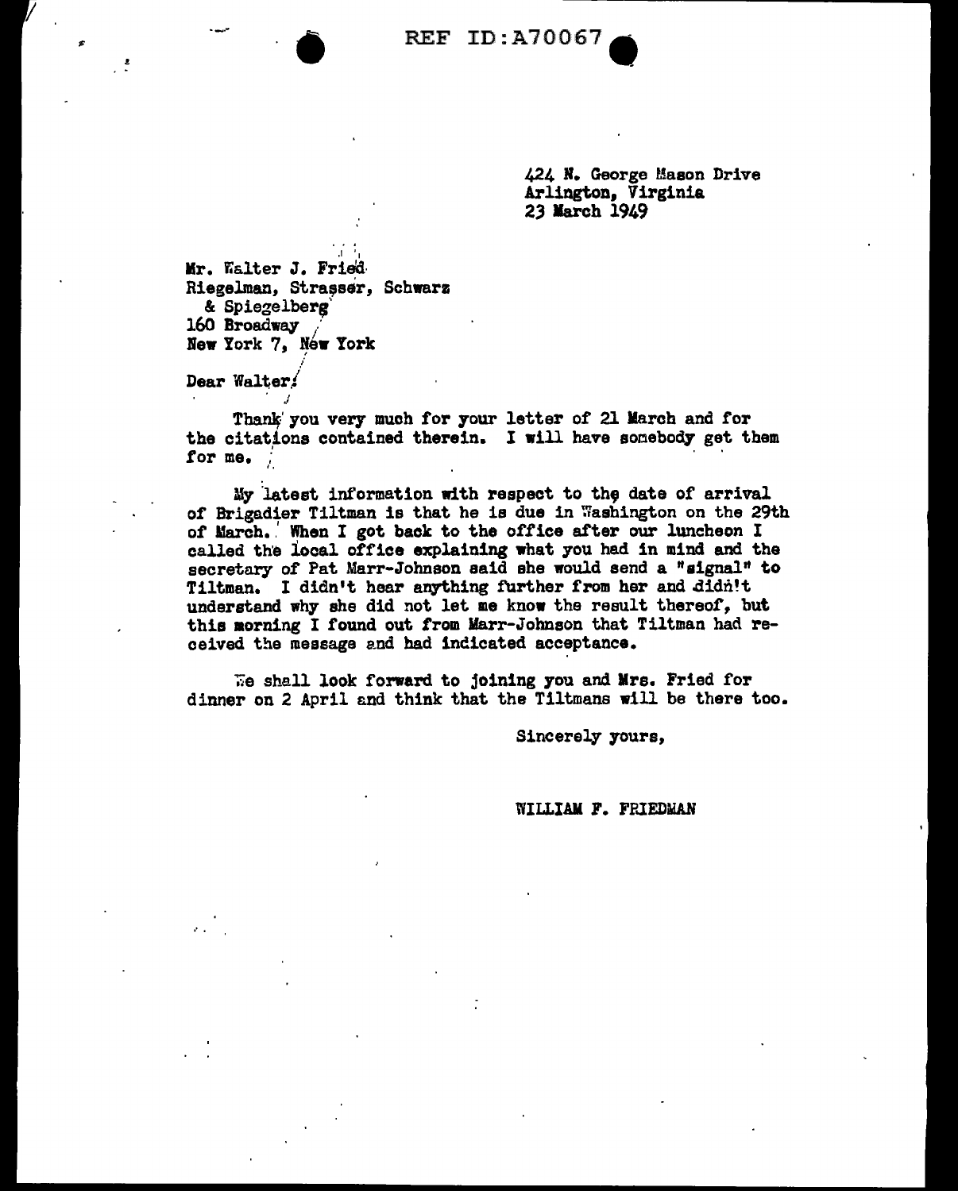REF ID:A70067

424 N. George Mason Drive
Arlington, Virginia
23 March 1949

Mr. Walter J. Fried
Riegelman, Strasser, Schwarz
& Spiegelberg
160 Broadway
New York 7, New York

Dear Walter:

Thank you very much for your letter of 21 March and for the citations contained therein. I will have somebody get them for me.

My latest information with respect to the date of arrival of Brigadier Tiltman is that he is due in Washington on the 29th of March. When I got back to the office after our luncheon I called the local office explaining what you had in mind and the secretary of Pat Marr-Johnson said she would send a "signal" to Tiltman. I didn't hear anything further from her and didn't understand why she did not let me know the result thereof, but this morning I found out from Marr-Johnson that Tiltman had received the message and had indicated acceptance.

We shall look forward to joining you and Mrs. Fried for dinner on 2 April and think that the Tiltmans will be there too.

Sincerely yours,

WILLIAM F. FRIEDMAN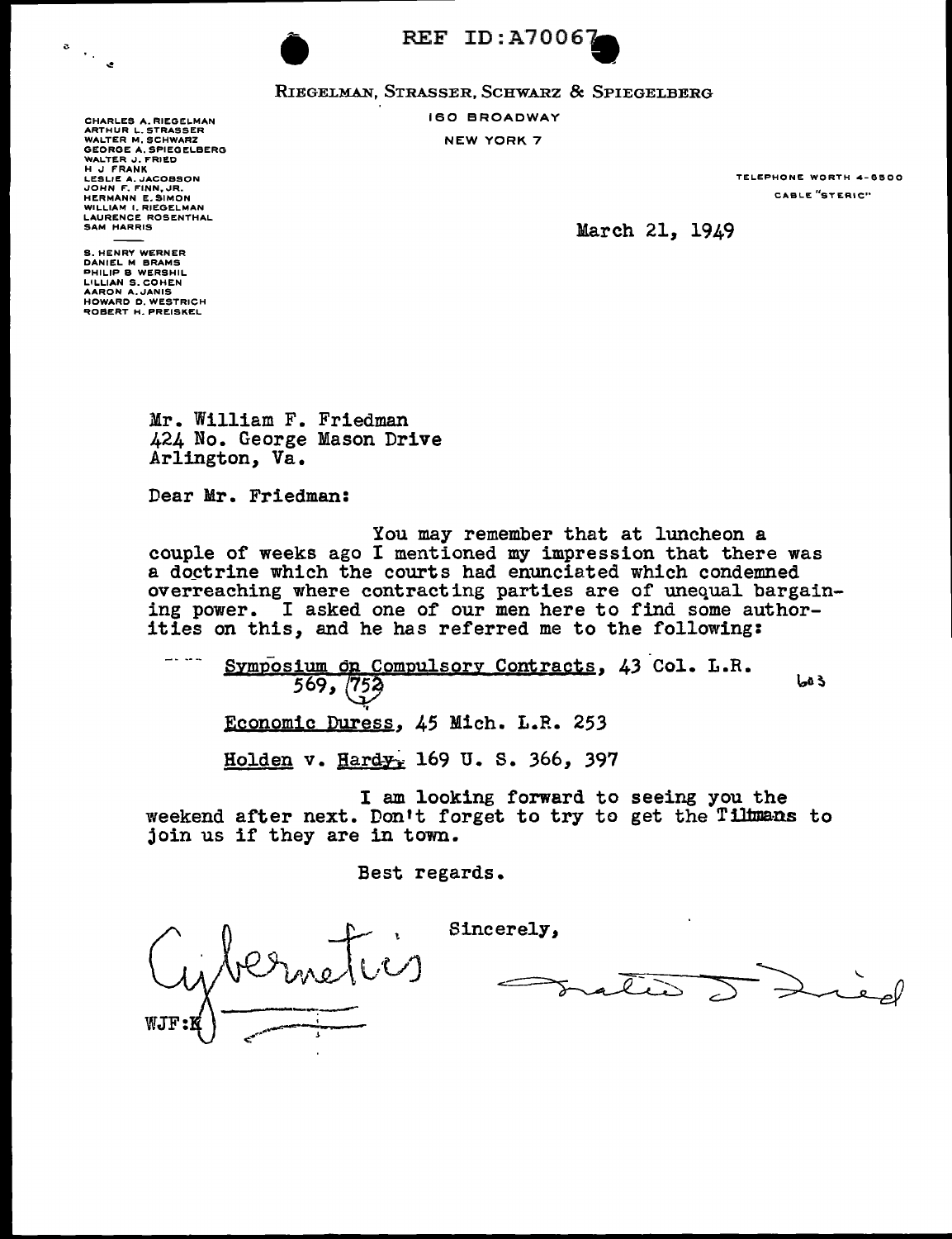REF ID:A70067

RIEGELMAN, STRASSER, SCHWARZ & SPIEGELBERG

160 BROADWAY

NEW YORK 7

CHARLES A. RIEGELMAN
ARTHUR L. STRASSER
WALTER M. SCHWARZ
GEORGE A. SPIEGELBERG
WALTER J. FRIED
H J FRANK
LESLIE A. JACOBSON
JOHN F. FINN, JR.
HERMANN E. SIMON
WILLIAM I. RIEGELMAN
LAURENCE ROSENTHAL
SAM HARRIS

S. HENRY WERNER
DANIEL M BRAMS
PHILIP B WERSHIL
LILLIAN S. COHEN
AARON A. JANIS
HOWARD D. WESTRICH
ROBERT H. PREISKEL

TELEPHONE WORTH 4-6500

CABLE "STERIC"

March 21, 1949

Mr. William F. Friedman
424 No. George Mason Drive
Arlington, Va.

Dear Mr. Friedman:

You may remember that at luncheon a couple of weeks ago I mentioned my impression that there was a doctrine which the courts had enunciated which condemned overreaching where contracting parties are of unequal bargaining power. I asked one of our men here to find some authorities on this, and he has referred me to the following:

Symposium on Compulsory Contracts, 43 Col. L.R. 569, 752 — 603

Economic Duress, 45 Mich. L.R. 253

Holden v. Hardy, 169 U. S. 366, 397

I am looking forward to seeing you the weekend after next. Don't forget to try to get the Tiltmans to join us if they are in town.

Best regards.

Sincerely,

Walter J. Fried

Cybernetics

WJF:K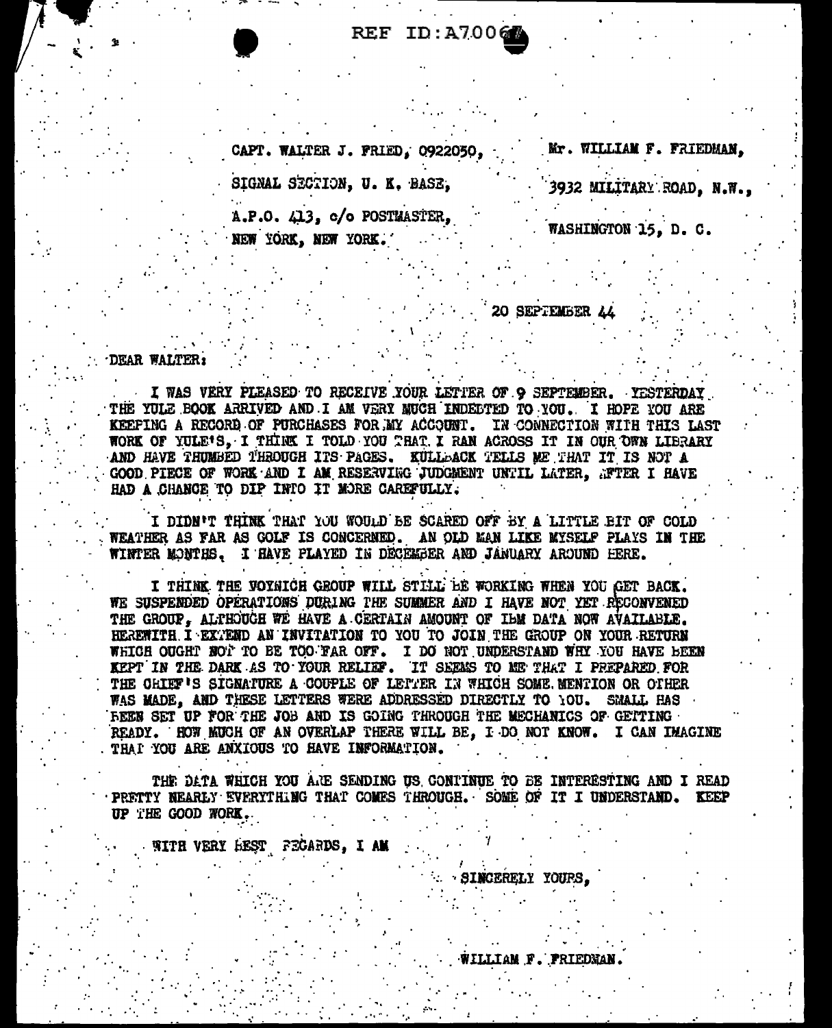REF ID:A70067

CAPT. WALTER J. FRIED, 0922050,
SIGNAL SECTION, U. K. BASE,
A.P.O. 413, c/o POSTMASTER,
NEW YORK, NEW YORK.

Mr. WILLIAM F. FRIEDMAN,
3932 MILITARY ROAD, N.W.,
WASHINGTON 15, D. C.

20 SEPTEMBER 44

DEAR WALTER:

I WAS VERY PLEASED TO RECEIVE YOUR LETTER OF 9 SEPTEMBER. YESTERDAY THE YULE BOOK ARRIVED AND I AM VERY MUCH INDEBTED TO YOU. I HOPE YOU ARE KEEPING A RECORD OF PURCHASES FOR MY ACCOUNT. IN CONNECTION WITH THIS LAST WORK OF YULE'S, I THINK I TOLD YOU THAT I RAN ACROSS IT IN OUR OWN LIBRARY AND HAVE THUMBED THROUGH ITS PAGES. KULLBACK TELLS ME THAT IT IS NOT A GOOD PIECE OF WORK AND I AM RESERVING JUDGMENT UNTIL LATER, AFTER I HAVE HAD A CHANCE TO DIP INTO IT MORE CAREFULLY.

I DIDN'T THINK THAT YOU WOULD BE SCARED OFF BY A LITTLE BIT OF COLD WEATHER AS FAR AS GOLF IS CONCERNED. AN OLD MAN LIKE MYSELF PLAYS IN THE WINTER MONTHS. I HAVE PLAYED IN DECEMBER AND JANUARY AROUND HERE.

I THINK THE VOYNICH GROUP WILL STILL BE WORKING WHEN YOU GET BACK. WE SUSPENDED OPERATIONS DURING THE SUMMER AND I HAVE NOT YET RECONVENED THE GROUP, ALTHOUGH WE HAVE A CERTAIN AMOUNT OF IBM DATA NOW AVAILABLE. HEREWITH I EXTEND AN INVITATION TO YOU TO JOIN THE GROUP ON YOUR RETURN WHICH OUGHT NOT TO BE TOO FAR OFF. I DO NOT UNDERSTAND WHY YOU HAVE BEEN KEPT IN THE DARK AS TO YOUR RELIEF. IT SEEMS TO ME THAT I PREPARED FOR THE CHIEF'S SIGNATURE A COUPLE OF LETTER IN WHICH SOME MENTION OR OTHER WAS MADE, AND THESE LETTERS WERE ADDRESSED DIRECTLY TO YOU. SMALL HAS BEEN SET UP FOR THE JOB AND IS GOING THROUGH THE MECHANICS OF GETTING READY. HOW MUCH OF AN OVERLAP THERE WILL BE, I DO NOT KNOW. I CAN IMAGINE THAT YOU ARE ANXIOUS TO HAVE INFORMATION.

THE DATA WHICH YOU ARE SENDING US CONTINUE TO BE INTERESTING AND I READ PRETTY NEARLY EVERYTHING THAT COMES THROUGH. SOME OF IT I UNDERSTAND. KEEP UP THE GOOD WORK.

WITH VERY BEST REGARDS, I AM

SINCERELY YOURS,

WILLIAM F. FRIEDMAN.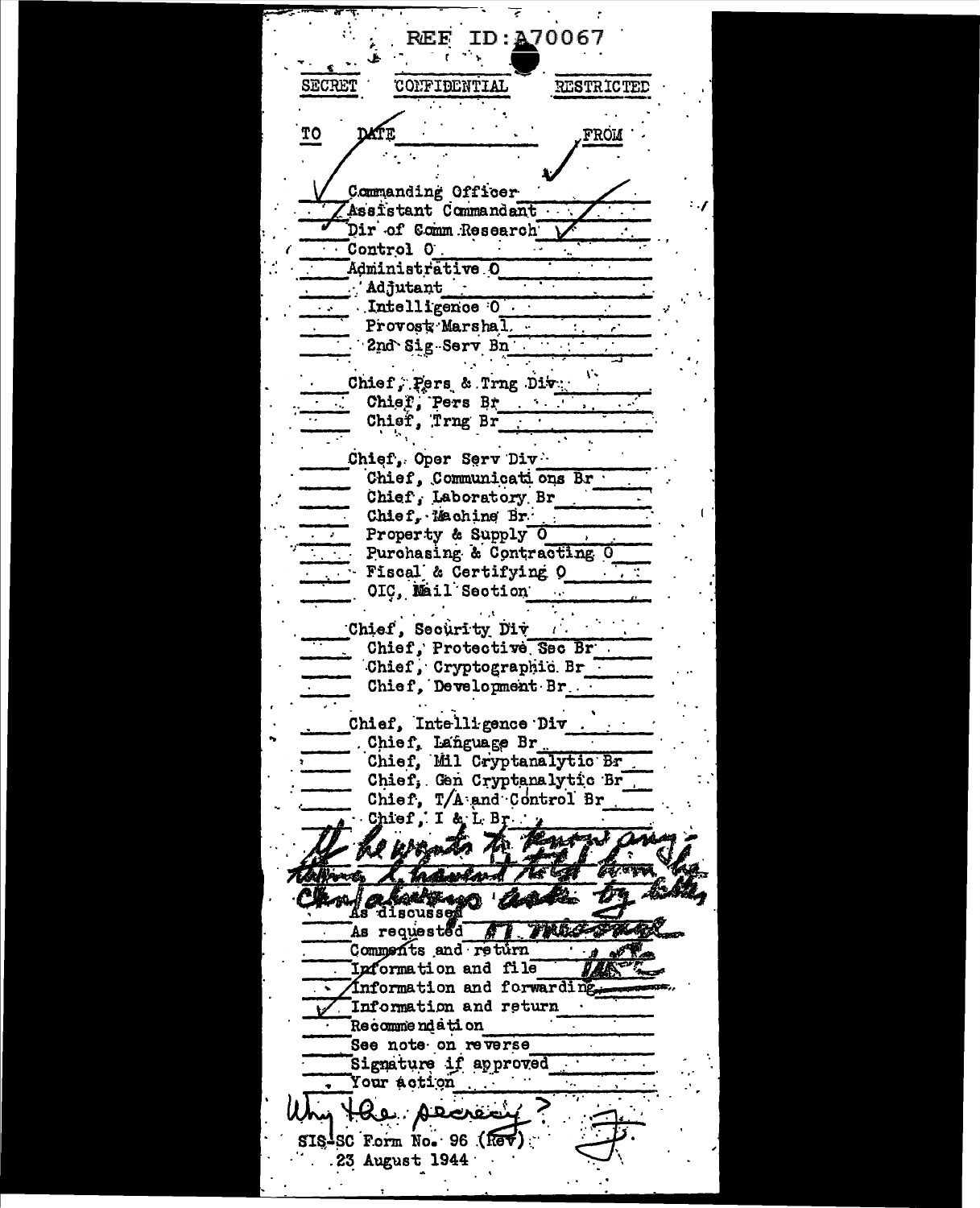REF ID:A70067

SECRET CONFIDENTIAL RESTRICTED

| TO | DATE | FROM |
|---|---|---|
| ✓ | Commanding Officer | ✓ |
| ✓ | Assistant Commandant | ✓ |
| ✓ | Dir of Comm Research | ✓ |
| | Control O | |
| | Administrative O | |
| | Adjutant | |
| | Intelligence O | |
| | Provost Marshal | |
| | 2nd Sig Serv Bn | |
| | Chief, Pers & Trng Div | |
| | Chief, Pers Br | |
| | Chief, Trng Br | |
| | Chief, Oper Serv Div | |
| | Chief, Communications Br | |
| | Chief, Laboratory Br | |
| | Chief, Machine Br | |
| | Property & Supply O | |
| | Purchasing & Contracting O | |
| | Fiscal & Certifying O | |
| | OIC, Mail Section | |
| | Chief, Security Div | |
| | Chief, Protective Sec Br | |
| | Chief, Cryptographic Br | |
| | Chief, Development Br | |
| | Chief, Intelligence Div | |
| | Chief, Language Br | |
| | Chief, Mil Cryptanalytic Br | |
| | Chief, Gen Cryptanalytic Br | |
| | Chief, T/A and Control Br | |
| | Chief, I & L Br | |

If he wants to know anything I haven't told him the Chn always available by telephone

| | |
|---|---|
| | As discussed |
| | As requested |
| | Comments and return |
| | Information and file |
| | Information and forwarding |
| ✓ | Information and return |
| | Recommendation |
| | See note on reverse |
| | Signature if approved |
| | Your action |

Why the secrecy?

SIS-SC Form No. 96 (Rev)
23 August 1944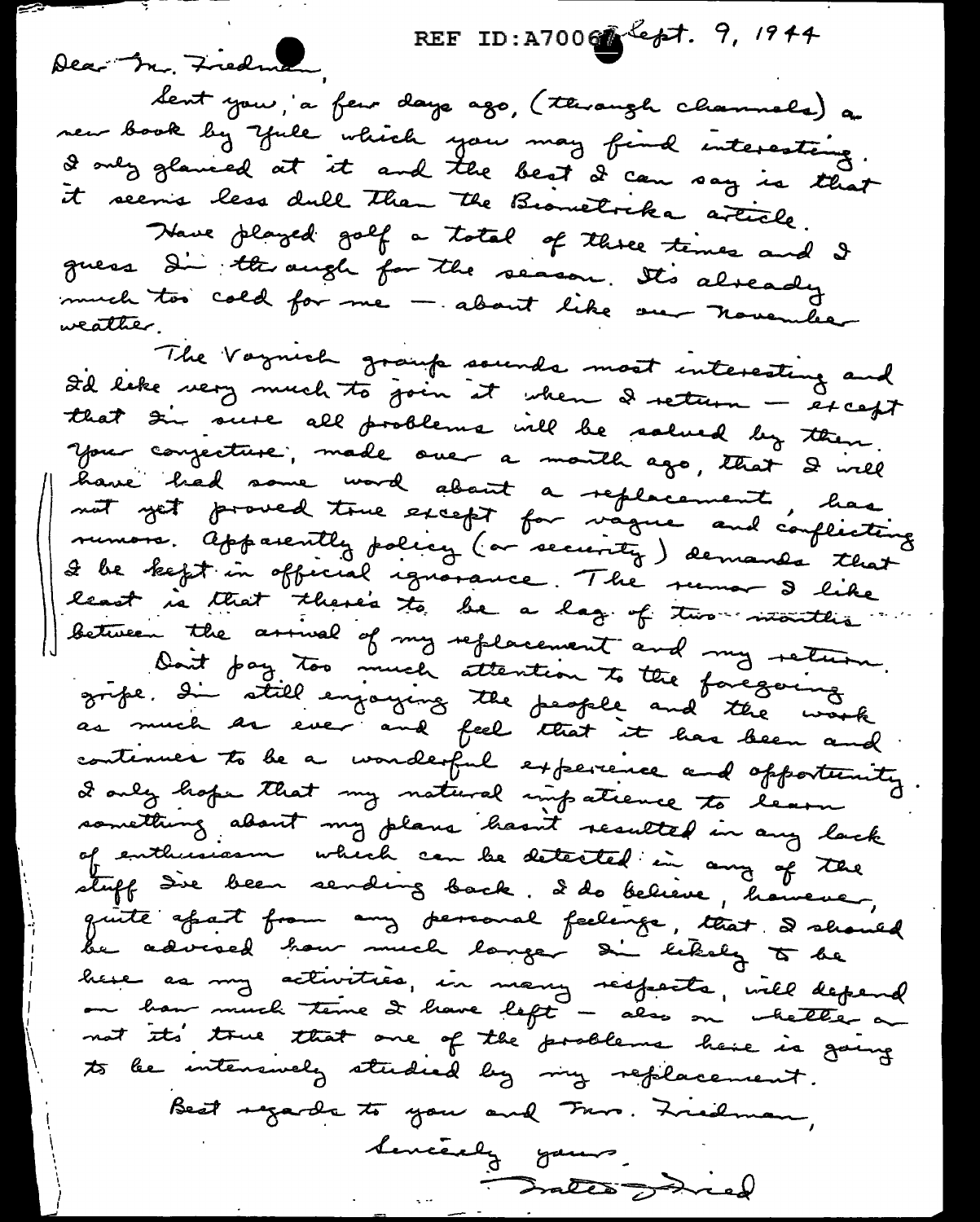REF ID:A70067 Sept. 9, 1944

Dear Mr. Friedman,

Sent you, a few days ago, (through channels) a new book by Yule which you may find interesting. I only glanced at it and the best I can say is that it seems less dull than the Biometrika article.

Have played golf a total of three times and I guess I'm through for the season. It's already much too cold for me — about like our November weather.

The Voynich group sounds most interesting and I'd like very much to join it when I return — except that I'm sure all problems will be solved by then. Your conjecture, made over a month ago, that I will have had some word about a replacement, has not yet proved true except for vague and conflicting rumors. Apparently policy (or security) demands that I be kept in official ignorance. The rumor I like least is that there's to be a lag of two months between the arrival of my replacement and my return.

Don't pay too much attention to the foregoing gripe. I'm still enjoying the people and the work as much as ever and feel that it has been and continues to be a wonderful experience and opportunity. I only hope that my natural impatience to learn something about my plans hasn't resulted in any lack of enthusiasm which can be detected in any of the stuff I've been sending back. I do believe, however, quite apart from any personal feelings, that I should be advised how much longer I'm likely to be here as my activities, in many respects, will depend on how much time I have left — also on whether or not it's true that one of the problems here is going to be intensively studied by my replacement.

Best regards to you and Mrs. Friedman,

Sincerely yours,

Frates Fried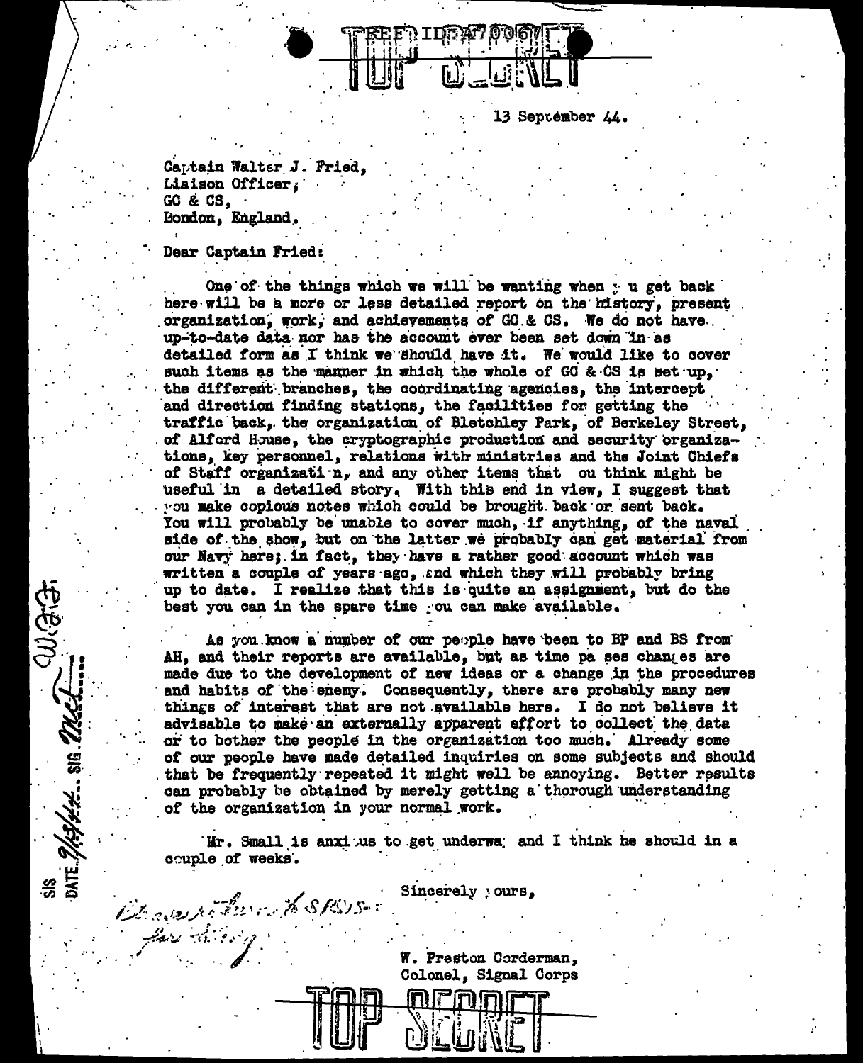REF ID:A70067

TOP SECRET

13 September 44.

Captain Walter J. Fried,
Liaison Officer,
GC & CS,
Bondon, England.

Dear Captain Fried:

One of the things which we will be wanting when you get back here will be a more or less detailed report on the history, present organization, work, and achievements of GC & CS. We do not have up-to-date data nor has the account ever been set down in as detailed form as I think we should have it. We would like to cover such items as the manner in which the whole of GC & CS is set up, the different branches, the coordinating agencies, the intercept and direction finding stations, the facilities for getting the traffic back, the organization of Bletchley Park, of Berkeley Street, of Alford House, the cryptographic production and security organizations, key personnel, relations with ministries and the Joint Chiefs of Staff organization, and any other items that you think might be useful in a detailed story. With this end in view, I suggest that you make copious notes which could be brought back or sent back. You will probably be unable to cover much, if anything, of the naval side of the show, but on the latter we probably can get material from our Navy here; in fact, they have a rather good account which was written a couple of years ago, and which they will probably bring up to date. I realize that this is quite an assignment, but do the best you can in the spare time you can make available.

As you know a number of our people have been to BP and BS from AH, and their reports are available, but as time passes changes are made due to the development of new ideas or a change in the procedures and habits of the enemy. Consequently, there are probably many new things of interest that are not available here. I do not believe it advisable to make an externally apparent effort to collect the data or to bother the people in the organization too much. Already some of our people have made detailed inquiries on some subjects and should that be frequently repeated it might well be annoying. Better results can probably be obtained by merely getting a thorough understanding of the organization in your normal work.

Mr. Small is anxious to get underway and I think he should in a couple of weeks.

Sincerely yours,

W. Preston Corderman,
Colonel, Signal Corps

SIS DATE 9/13/44 SIG. McL

TOP SECRET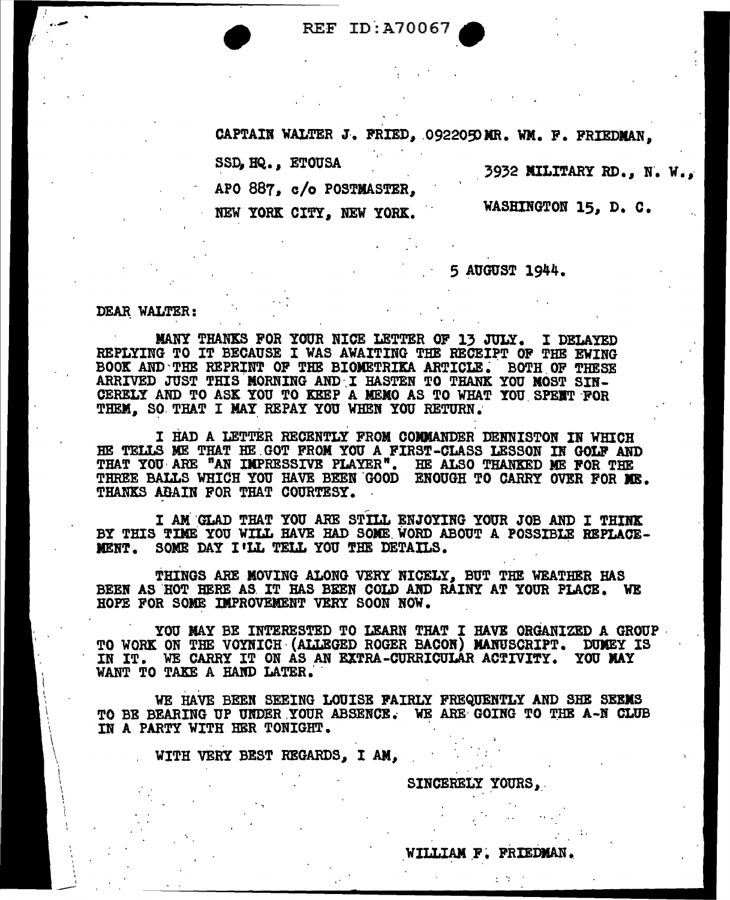REF ID:A70067

CAPTAIN WALTER J. FRIED, 092205 MR. WM. F. FRIEDMAN,

SSD, HQ., ETOUSA

APO 887, c/o POSTMASTER,

NEW YORK CITY, NEW YORK.

3932 MILITARY RD., N. W.,

WASHINGTON 15, D. C.

5 AUGUST 1944.

DEAR WALTER:

MANY THANKS FOR YOUR NICE LETTER OF 13 JULY. I DELAYED REPLYING TO IT BECAUSE I WAS AWAITING THE RECEIPT OF THE EWING BOOK AND THE REPRINT OF THE BIOMETRIKA ARTICLE. BOTH OF THESE ARRIVED JUST THIS MORNING AND I HASTEN TO THANK YOU MOST SINCERELY AND TO ASK YOU TO KEEP A MEMO AS TO WHAT YOU SPENT FOR THEM, SO THAT I MAY REPAY YOU WHEN YOU RETURN.

I HAD A LETTER RECENTLY FROM COMMANDER DENNISTON IN WHICH HE TELLS ME THAT HE GOT FROM YOU A FIRST-CLASS LESSON IN GOLF AND THAT YOU ARE "AN IMPRESSIVE PLAYER". HE ALSO THANKED ME FOR THE THREE BALLS WHICH YOU HAVE BEEN GOOD ENOUGH TO CARRY OVER FOR ME. THANKS AGAIN FOR THAT COURTESY.

I AM GLAD THAT YOU ARE STILL ENJOYING YOUR JOB AND I THINK BY THIS TIME YOU WILL HAVE HAD SOME WORD ABOUT A POSSIBLE REPLACEMENT. SOME DAY I'LL TELL YOU THE DETAILS.

THINGS ARE MOVING ALONG VERY NICELY, BUT THE WEATHER HAS BEEN AS HOT HERE AS IT HAS BEEN COLD AND RAINY AT YOUR PLACE. WE HOPE FOR SOME IMPROVEMENT VERY SOON NOW.

YOU MAY BE INTERESTED TO LEARN THAT I HAVE ORGANIZED A GROUP TO WORK ON THE VOYNICH (ALLEGED ROGER BACON) MANUSCRIPT. DUMEY IS IN IT. WE CARRY IT ON AS AN EXTRA-CURRICULAR ACTIVITY. YOU MAY WANT TO TAKE A HAND LATER.

WE HAVE BEEN SEEING LOUISE FAIRLY FREQUENTLY AND SHE SEEMS TO BE BEARING UP UNDER YOUR ABSENCE. WE ARE GOING TO THE A-N CLUB IN A PARTY WITH HER TONIGHT.

WITH VERY BEST REGARDS, I AM,

SINCERELY YOURS,

WILLIAM F. FRIEDMAN.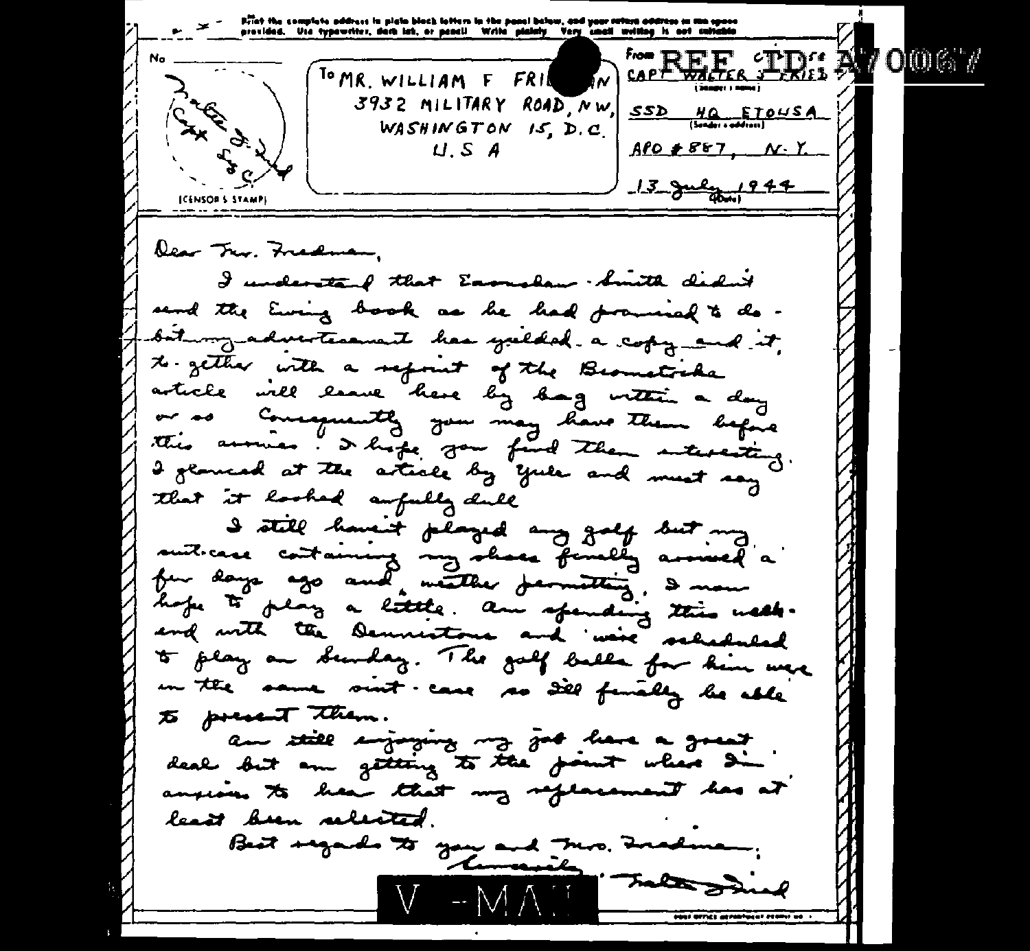REF ID: A70067

Print the complete address in plain block letters in the panel below, and your return address in the space provided. Use typewriter, dark ink, or pencil. Write plainly. Very small writing is not suitable.

No. ______

(CENSOR'S STAMP) Walter J. Fried Capt SSC

To MR. WILLIAM F FRIEDMAN
3932 MILITARY ROAD, N W,
WASHINGTON 15, D.C.
U. S A

From CAPT WALTER J FRIED
(Sender's name)
SSD HQ ETOUSA
(Sender's address)
APO # 887, N. Y.
13 July 1944
(Date)

Dear Mr. Friedman,

I understand that Eanoshaw-Smith didn't send the Ewing book as he had promised to do - but my advertisement has yielded a copy and it, together with a reprint of the Bronstride article will leave here by bag within a day or so. Consequently you may have them before this arrives. I hope you find them interesting. I glanced at the article by Yule and must say that it looked awfully dull.

I still haven't played any golf but my suit-case containing my shoes finally arrived a few days ago and, weather permitting, I now hope to play a little. Am spending this week-end with the Dennistons and we're scheduled to play on Sunday. The golf balls for him were in the same suit-case so I'll finally be able to present them.

Am still enjoying my job here a great deal but am getting to the point where I'm anxious to hear that my replacement has at least been selected.

Best regards to you and Mrs. Friedman;

Cordially,
Walter Fried

V - MAIL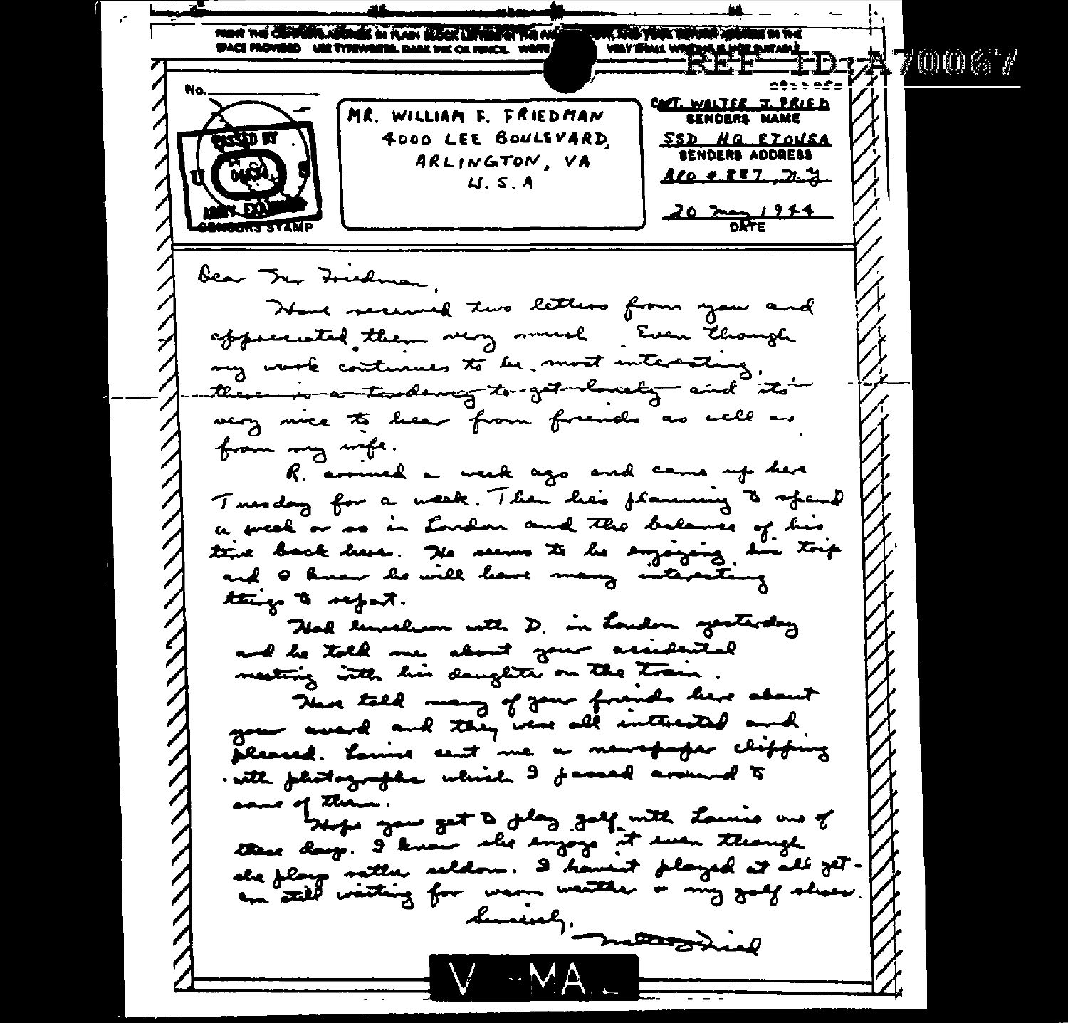REF ID:A70006?

PRINT THE COMPLETE ADDRESS IN PLAIN BLOCK LETTERS IN THE PANEL BELOW, AND YOUR RETURN ADDRESS IN THE SPACE PROVIDED. USE TYPEWRITER, DARK INK OR PENCIL. WRITE PLAINLY. VERY SMALL WRITING IS NOT SUITABLE.

No. ____

PASSED BY U.S. ARMY EXAMINER
CENSOR'S STAMP

MR. WILLIAM F. FRIEDMAN
4000 LEE BOULEVARD,
ARLINGTON, VA
U.S.A

CAPT. WALTER J. FRIED
SENDERS NAME

SSD HQ ETOUSA
SENDERS ADDRESS

APO # 887, N.Y.

20 May 1944
DATE

Dear Mr Friedman,

Have received two letters from you and appreciated them very much. Even though my work continues to be most interesting, there is a tendency to get lonely and it's very nice to hear from friends as well as from my wife.

R. arrived a week ago and came up here Tuesday for a week. Then he's planning to spend a week or so in London and the balance of his time back here. He seems to be enjoying his trip and I know he will have many interesting things to report.

Had luncheon with D. in London yesterday and he told me about your accidental meeting with his daughter on the train.

Have told many of your friends here about your award and they were all interested and pleased. Louise sent me a newspaper clipping with photographs which I passed around to some of them.

Hope you get to play golf with Louise one of these days. I know she enjoys it even though she plays rather seldom. I haven't played at all yet - am still waiting for warm weather & my golf shoes.

Sincerely,
Walter Fried

V-MAIL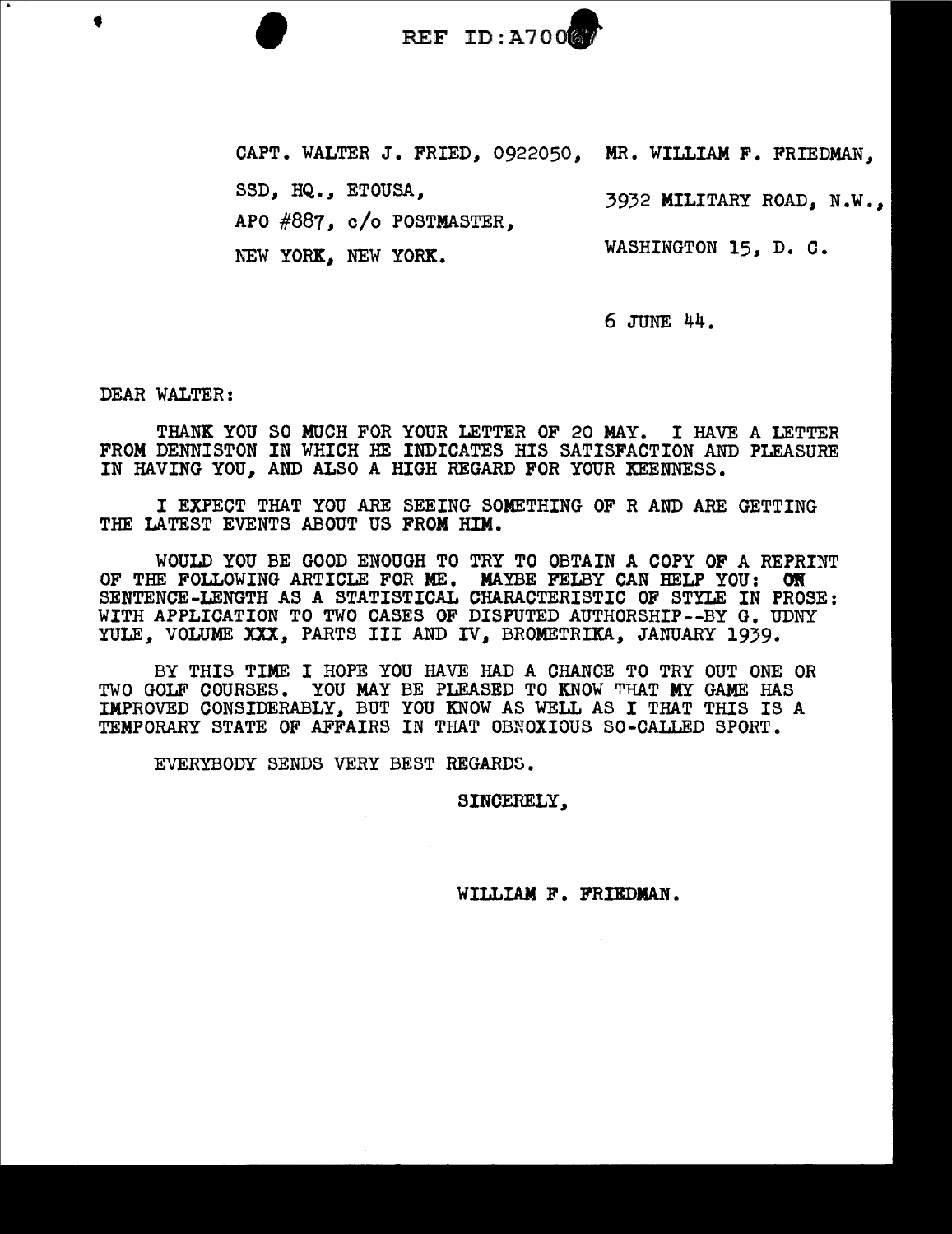REF ID:A70067

CAPT. WALTER J. FRIED, 0922050,
SSD, HQ., ETOUSA,
APO #887, c/o POSTMASTER,
NEW YORK, NEW YORK.

MR. WILLIAM F. FRIEDMAN,
3932 MILITARY ROAD, N.W.,
WASHINGTON 15, D. C.

6 JUNE 44.

DEAR WALTER:

THANK YOU SO MUCH FOR YOUR LETTER OF 20 MAY. I HAVE A LETTER FROM DENNISTON IN WHICH HE INDICATES HIS SATISFACTION AND PLEASURE IN HAVING YOU, AND ALSO A HIGH REGARD FOR YOUR KEENNESS.

I EXPECT THAT YOU ARE SEEING SOMETHING OF R AND ARE GETTING THE LATEST EVENTS ABOUT US FROM HIM.

WOULD YOU BE GOOD ENOUGH TO TRY TO OBTAIN A COPY OF A REPRINT OF THE FOLLOWING ARTICLE FOR ME. MAYBE FELBY CAN HELP YOU: ON SENTENCE-LENGTH AS A STATISTICAL CHARACTERISTIC OF STYLE IN PROSE: WITH APPLICATION TO TWO CASES OF DISPUTED AUTHORSHIP--BY G. UDNY YULE, VOLUME XXX, PARTS III AND IV, BROMETRIKA, JANUARY 1939.

BY THIS TIME I HOPE YOU HAVE HAD A CHANCE TO TRY OUT ONE OR TWO GOLF COURSES. YOU MAY BE PLEASED TO KNOW THAT MY GAME HAS IMPROVED CONSIDERABLY, BUT YOU KNOW AS WELL AS I THAT THIS IS A TEMPORARY STATE OF AFFAIRS IN THAT OBNOXIOUS SO-CALLED SPORT.

EVERYBODY SENDS VERY BEST REGARDS.

SINCERELY,

WILLIAM F. FRIEDMAN.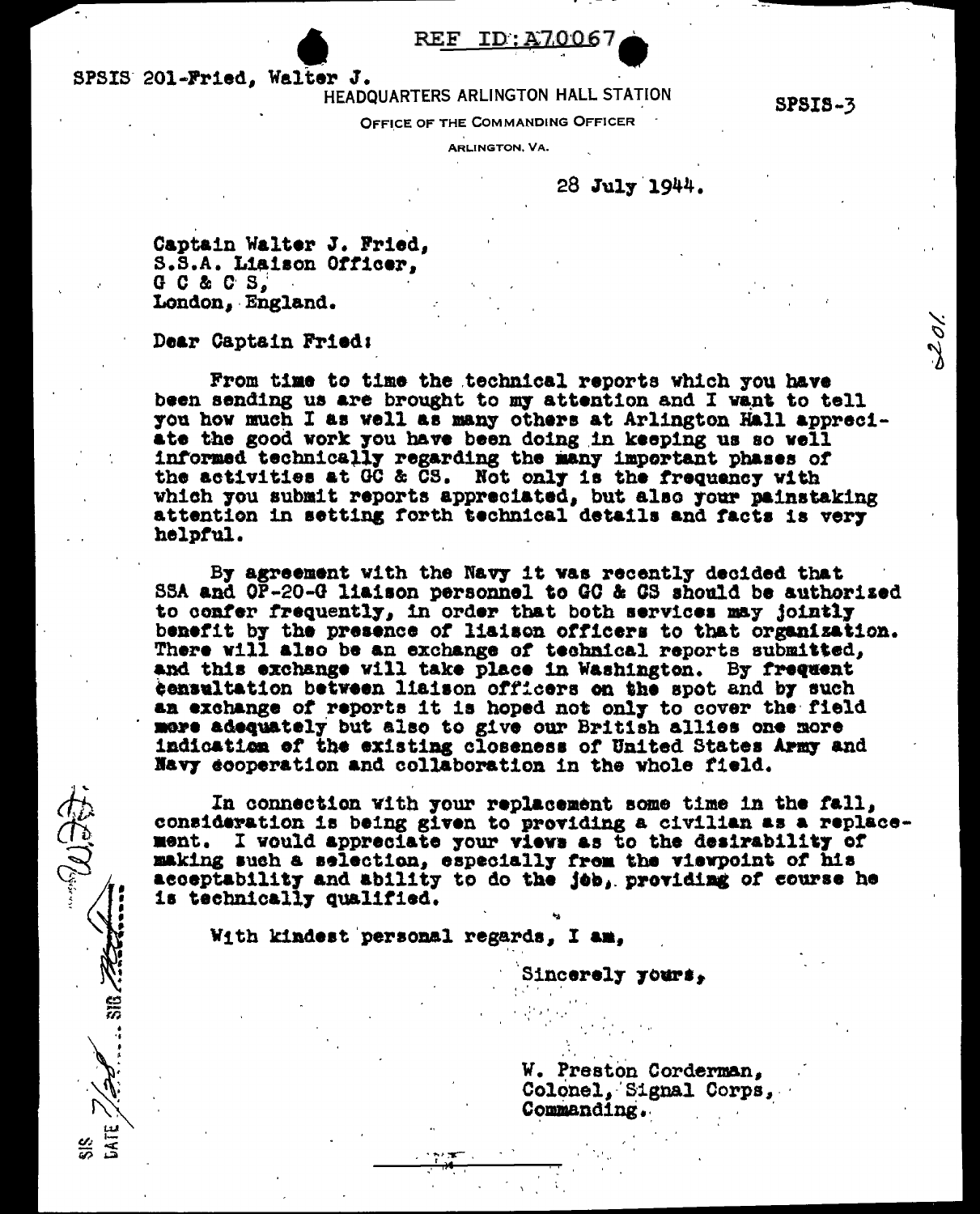REF ID:A70067

SPSIS 201-Fried, Walter J.

HEADQUARTERS ARLINGTON HALL STATION

SPSIS-3

OFFICE OF THE COMMANDING OFFICER

ARLINGTON, VA.

28 July 1944.

Captain Walter J. Fried,
S.S.A. Liaison Officer,
G C & C S,
London, England.

Dear Captain Fried:

From time to time the technical reports which you have been sending us are brought to my attention and I want to tell you how much I as well as many others at Arlington Hall appreciate the good work you have been doing in keeping us so well informed technically regarding the many important phases of the activities at GC & CS. Not only is the frequency with which you submit reports appreciated, but also your painstaking attention in setting forth technical details and facts is very helpful.

By agreement with the Navy it was recently decided that SSA and OP-20-G liaison personnel to GC & CS should be authorized to confer frequently, in order that both services may jointly benefit by the presence of liaison officers to that organization. There will also be an exchange of technical reports submitted, and this exchange will take place in Washington. By frequent consultation between liaison officers on the spot and by such an exchange of reports it is hoped not only to cover the field more adequately but also to give our British allies one more indication of the existing closeness of United States Army and Navy cooperation and collaboration in the whole field.

In connection with your replacement some time in the fall, consideration is being given to providing a civilian as a replacement. I would appreciate your views as to the desirability of making such a selection, especially from the viewpoint of his acceptability and ability to do the job, providing of course he is technically qualified.

With kindest personal regards, I am,

Sincerely yours,

W. Preston Corderman,
Colonel, Signal Corps,
Commanding.

201

SIS DATE 7/28 SIG WJF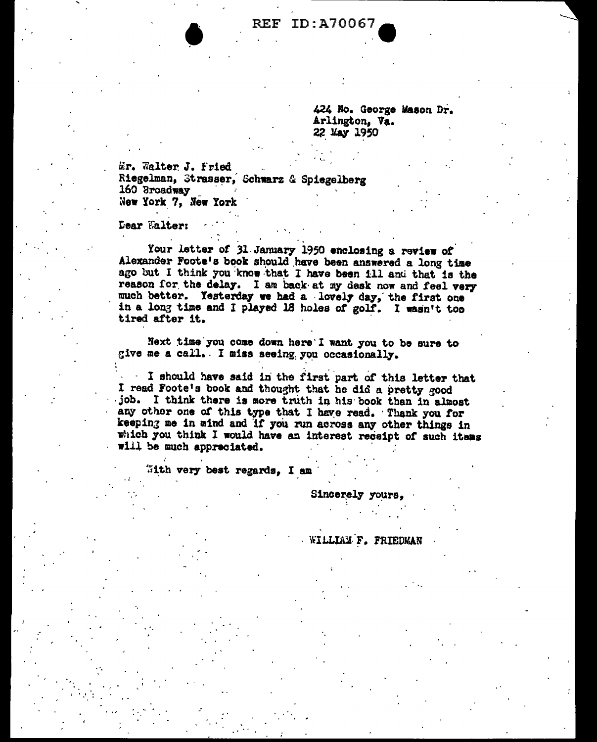REF ID:A70067

424 No. George Mason Dr.
Arlington, Va.
22 May 1950

Mr. Walter J. Fried
Riegelman, Strasser, Schwarz & Spiegelberg
160 Broadway
New York 7, New York

Dear Walter:

Your letter of 31 January 1950 enclosing a review of Alexander Foote's book should have been answered a long time ago but I think you know that I have been ill and that is the reason for the delay. I am back at my desk now and feel very much better. Yesterday we had a lovely day, the first one in a long time and I played 18 holes of golf. I wasn't too tired after it.

Next time you come down here I want you to be sure to give me a call. I miss seeing you occasionally.

I should have said in the first part of this letter that I read Foote's book and thought that he did a pretty good job. I think there is more truth in his book than in almost any other one of this type that I have read. Thank you for keeping me in mind and if you run across any other things in which you think I would have an interest receipt of such items will be much appreciated.

With very best regards, I am

Sincerely yours,

WILLIAM F. FRIEDMAN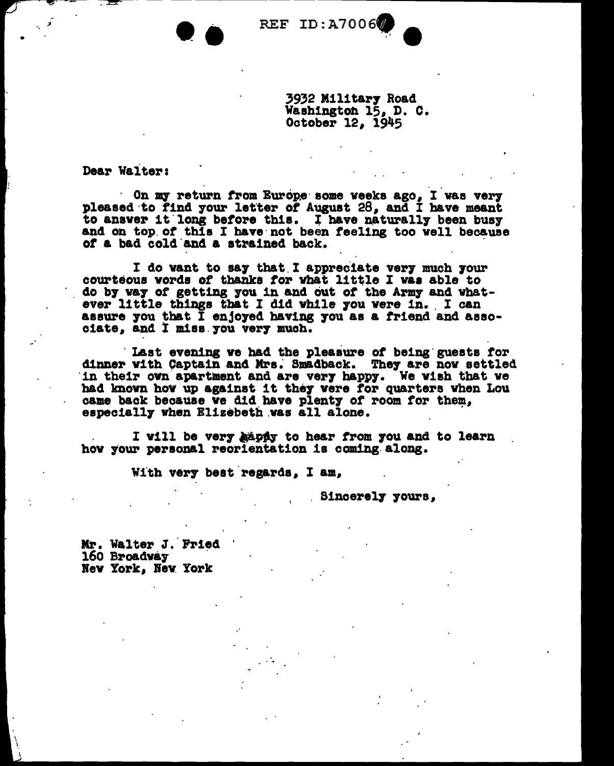REF ID:A7006

3932 Military Road
Washington 15, D. C.
October 12, 1945

Dear Walter:

On my return from Europe some weeks ago, I was very pleased to find your letter of August 28, and I have meant to answer it long before this. I have naturally been busy and on top of this I have not been feeling too well because of a bad cold and a strained back.

I do want to say that I appreciate very much your courteous words of thanks for what little I was able to do by way of getting you in and out of the Army and whatever little things that I did while you were in. I can assure you that I enjoyed having you as a friend and associate, and I miss you very much.

Last evening we had the pleasure of being guests for dinner with Captain and Mrs. Smadback. They are now settled in their own apartment and are very happy. We wish that we had known how up against it they were for quarters when Lou came back because we did have plenty of room for them, especially when Elizebeth was all alone.

I will be very happy to hear from you and to learn how your personal reorientation is coming along.

With very best regards, I am,

Sincerely yours,

Mr. Walter J. Fried
160 Broadway
New York, New York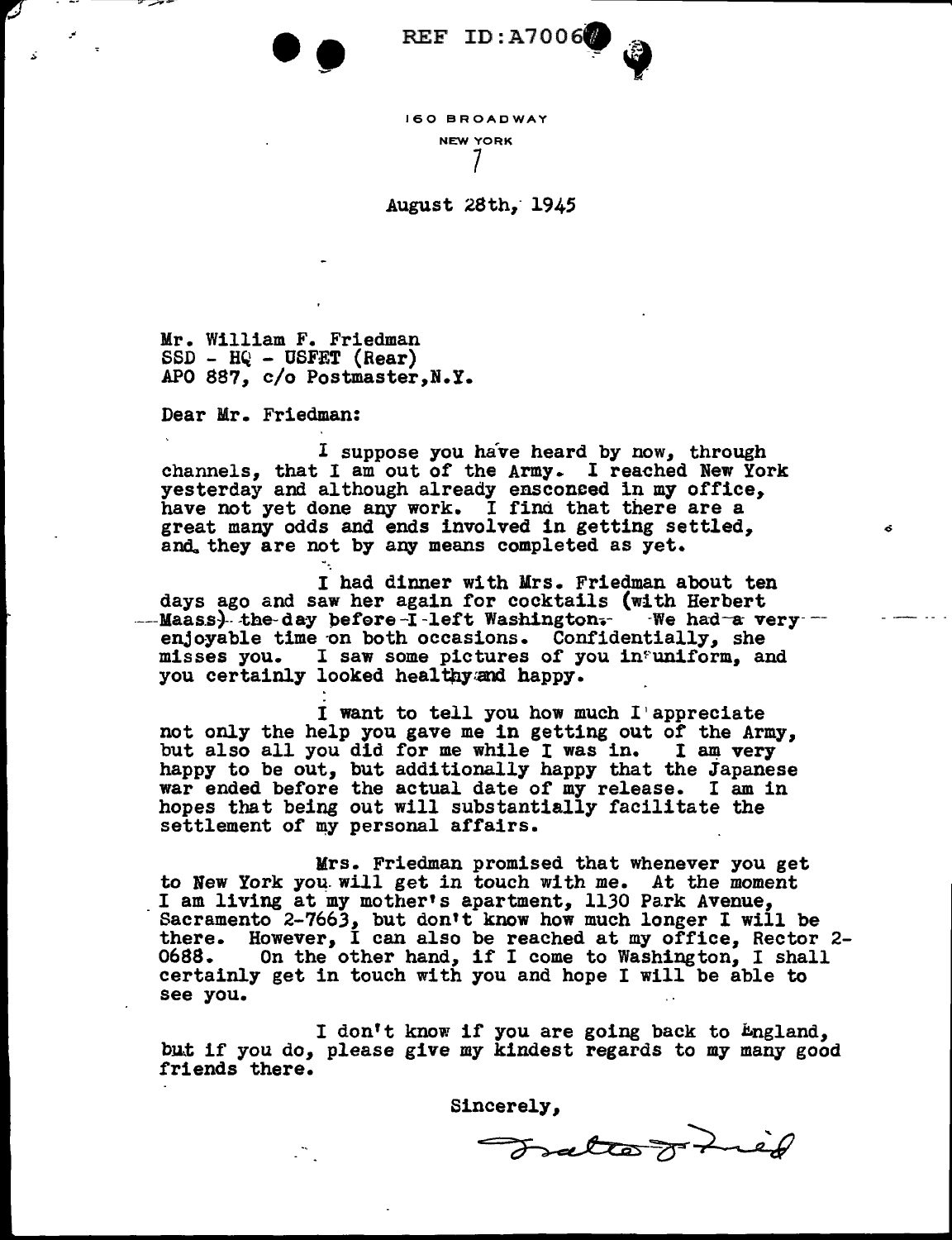REF ID:A70060

160 BROADWAY
NEW YORK
7

August 28th, 1945

Mr. William F. Friedman
SSD - HQ - USFET (Rear)
APO 887, c/o Postmaster, N.Y.

Dear Mr. Friedman:

I suppose you have heard by now, through channels, that I am out of the Army. I reached New York yesterday and although already ensconced in my office, have not yet done any work. I find that there are a great many odds and ends involved in getting settled, and they are not by any means completed as yet.

I had dinner with Mrs. Friedman about ten days ago and saw her again for cocktails (with Herbert Maass) the day before I left Washington. We had a very enjoyable time on both occasions. Confidentially, she misses you. I saw some pictures of you in uniform, and you certainly looked healthy and happy.

I want to tell you how much I appreciate not only the help you gave me in getting out of the Army, but also all you did for me while I was in. I am very happy to be out, but additionally happy that the Japanese war ended before the actual date of my release. I am in hopes that being out will substantially facilitate the settlement of my personal affairs.

Mrs. Friedman promised that whenever you get to New York you will get in touch with me. At the moment I am living at my mother's apartment, 1130 Park Avenue, Sacramento 2-7663, but don't know how much longer I will be there. However, I can also be reached at my office, Rector 2-0688. On the other hand, if I come to Washington, I shall certainly get in touch with you and hope I will be able to see you.

I don't know if you are going back to England, but if you do, please give my kindest regards to my many good friends there.

Sincerely,

Walter J. Fried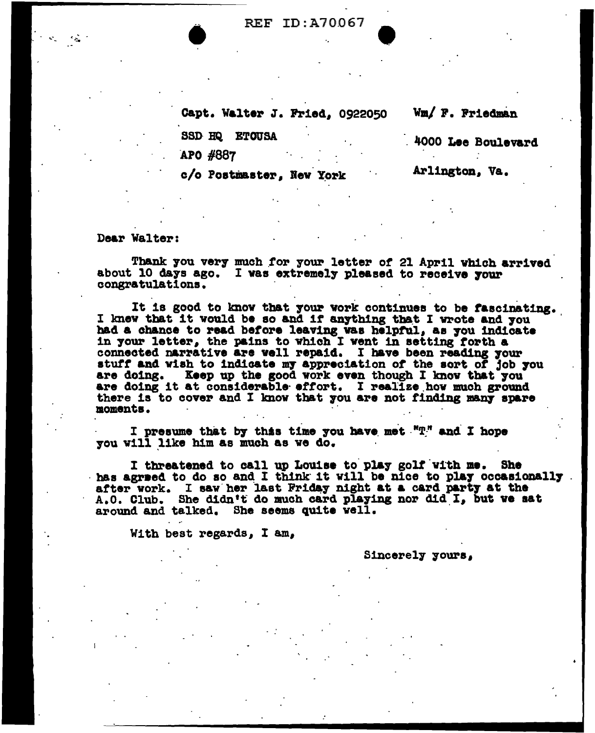Capt. Walter J. Fried, 0922050
SSD HQ ETOUSA
APO #887
c/o Postmaster, New York

Wm/ F. Friedman
4000 Lee Boulevard
Arlington, Va.

Dear Walter:

Thank you very much for your letter of 21 April which arrived about 10 days ago. I was extremely pleased to receive your congratulations.

It is good to know that your work continues to be fascinating. I knew that it would be so and if anything that I wrote and you had a chance to read before leaving was helpful, as you indicate in your letter, the pains to which I went in setting forth a connected narrative are well repaid. I have been reading your stuff and wish to indicate my appreciation of the sort of job you are doing. Keep up the good work even though I know that you are doing it at considerable effort. I realize how much ground there is to cover and I know that you are not finding many spare moments.

I presume that by this time you have met "T" and I hope you will like him as much as we do.

I threatened to call up Louise to play golf with me. She has agreed to do so and I think it will be nice to play occasionally after work. I saw her last Friday night at a card party at the A.O. Club. She didn't do much card playing nor did I, but we sat around and talked. She seems quite well.

With best regards, I am,

Sincerely yours,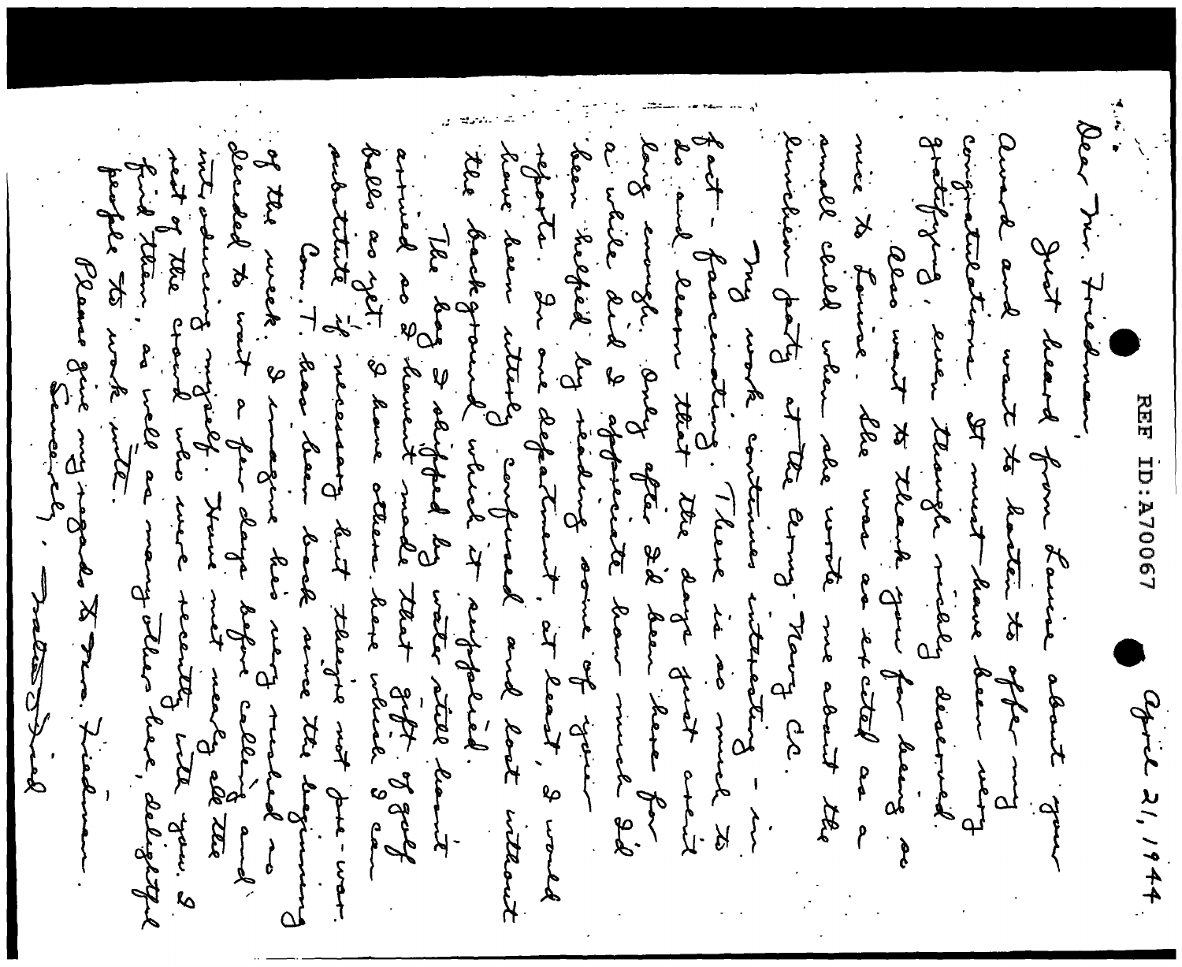REF ID:A70067

April 21, 1944

Dear Mr. Friedman,

Just heard from Louise about your award and want to hasten to offer my congratulations. It must have been very gratifying, even though richly deserved.

Also want to thank you for being so nice to Louise. She was as excited as a small child when she wrote me about the luncheon party at the Army-Navy Cl.

My work continues interesting - in fact - fascinating. There is so much to do and learn that the days just aren't long enough. Only after I'd been here for a while did I appreciate how much I'd been helped by reading some of your reports. In one department, at least, I would have been utterly confused and lost without the background which it supplied.

The bag I shipped by water still hasn't arrived so I haven't made that gift of golf balls as yet. I have others here which I can substitute if necessary but they're not pre-war.

Com. T. has been back since the beginning of the week. I imagine he's very rushed so decided to wait a few days before calling and introducing myself. Have met nearly all the rest of the staff who were recently with you. I find them, as well as many others here, delightful people to work with.

Please give my regards to Mrs. Friedman.

Sincerely,

[signature]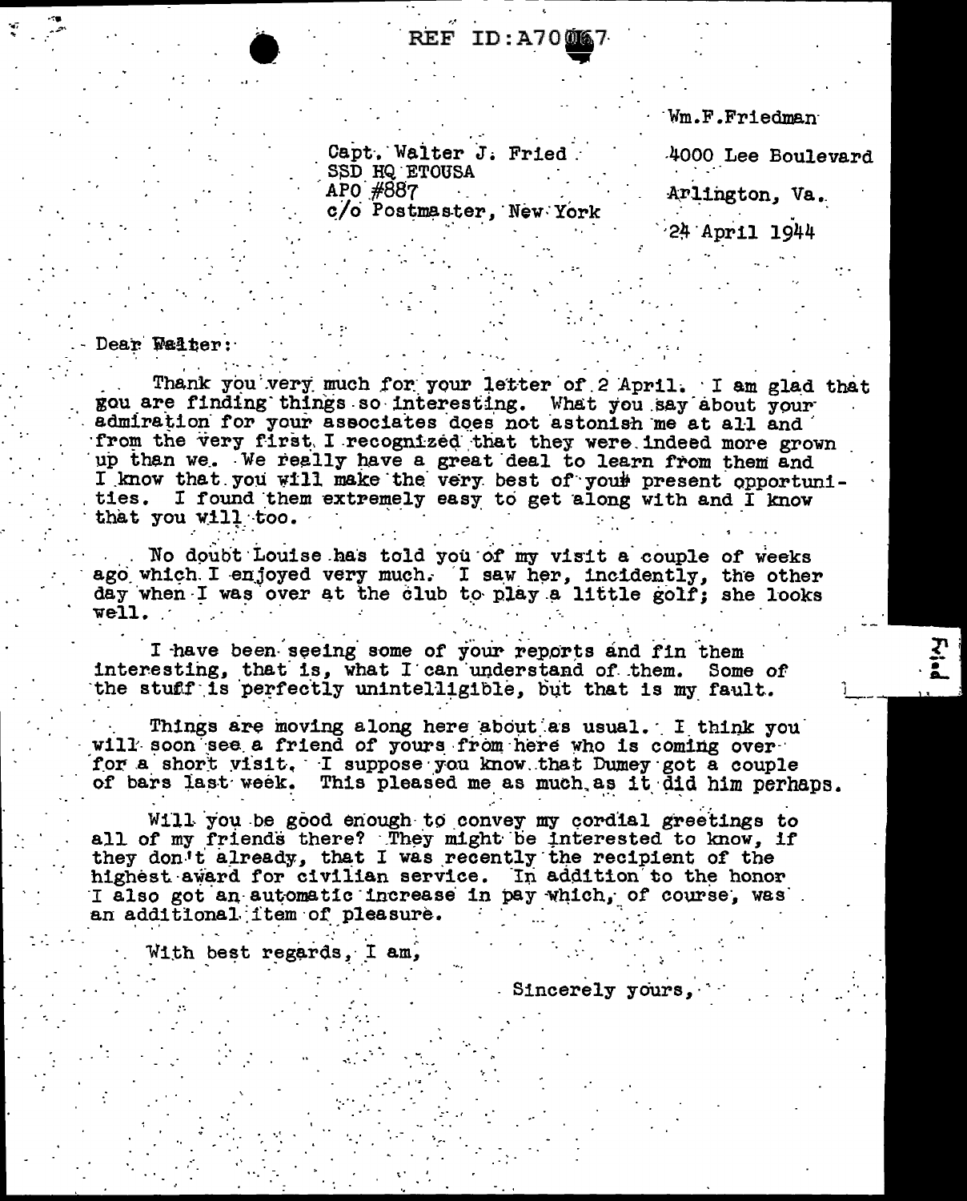REF ID:A70067

Wm.F.Friedman

Capt. Walter J. Fried
SSD HQ ETOUSA
APO #887
c/o Postmaster, New York

4000 Lee Boulevard

Arlington, Va.

24 April 1944

Dear Walter:

Thank you very much for your letter of 2 April. I am glad that gou are finding things so interesting. What you say about your admiration for your associates does not astonish me at all and from the very first I recognized that they were indeed more grown up than we. We really have a great deal to learn from them and I know that you will make the very best of your present opportunities. I found them extremely easy to get along with and I know that you will too.

No doubt Louise has told you of my visit a couple of weeks ago which I enjoyed very much. I saw her, incidently, the other day when I was over at the club to play a little golf; she looks well.

I have been seeing some of your reports and fin them interesting, that is, what I can understand of them. Some of the stuff is perfectly unintelligible, but that is my fault.

Things are moving along here about as usual. I think you will soon see a friend of yours from here who is coming over for a short visit. I suppose you know that Dumey got a couple of bars last week. This pleased me as much as it did him perhaps.

Will you be good enough to convey my cordial greetings to all of my friends there? They might be interested to know, if they don't already, that I was recently the recipient of the highest award for civilian service. In addition to the honor I also got an automatic increase in pay which, of course, was an additional item of pleasure.

With best regards, I am,

Sincerely yours,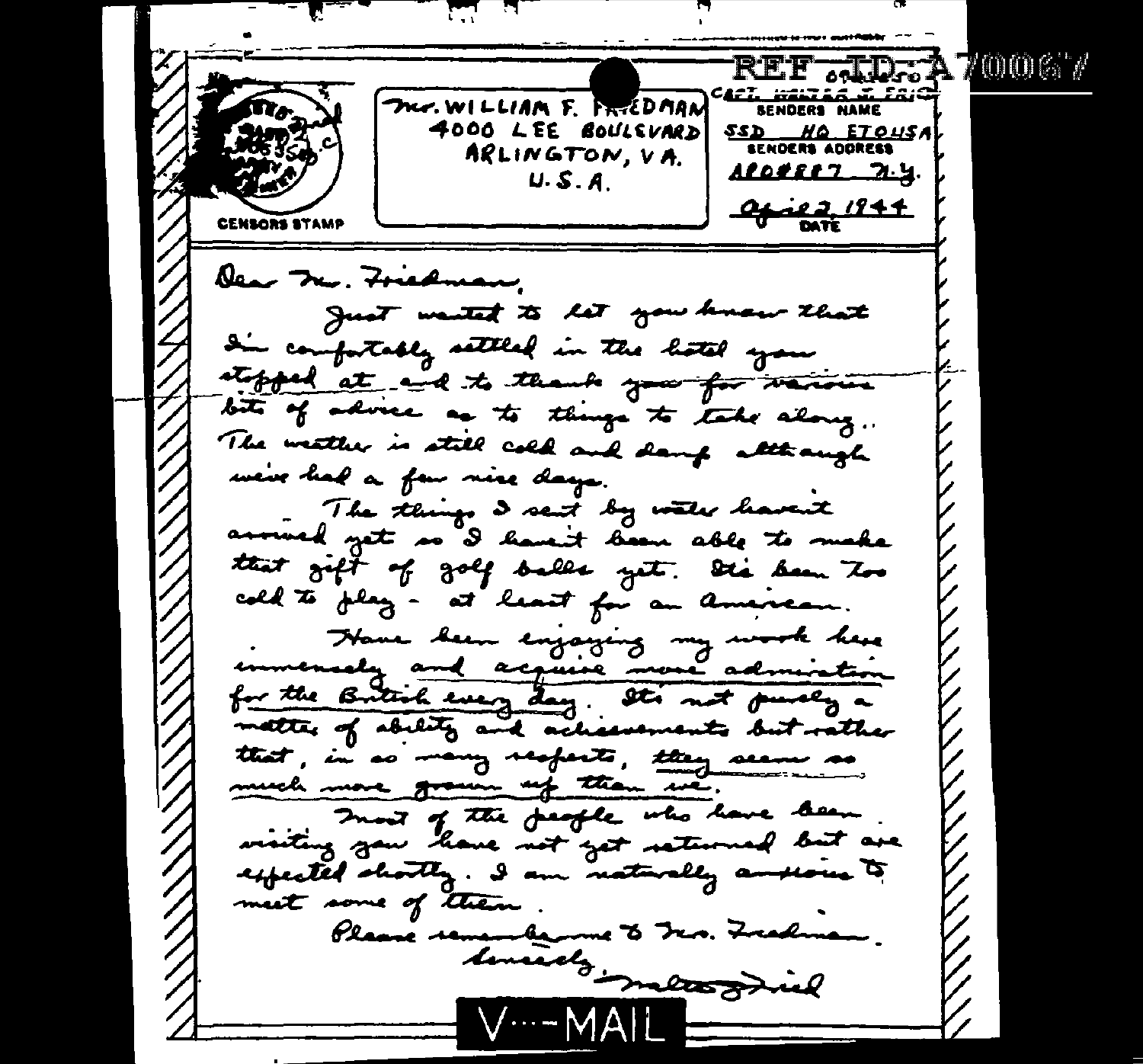REF ID: A70067

CENSORS STAMP

Mr. WILLIAM F. FRIEDMAN
4000 LEE BOULEVARD
ARLINGTON, VA.
U.S.A.

CAPT. WALTER J. FRIED
SENDERS NAME

SSD HQ ETOUSA
SENDERS ADDRESS

APO 887 N.Y.

April 2, 1944
DATE

Dear Mr. Friedman,

Just wanted to let you know that I'm comfortably settled in the hotel you stopped at and to thank you for various bits of advice as to things to take along. The weather is still cold and damp although we've had a few nice days.

The things I sent by water haven't arrived yet so I haven't been able to make that gift of golf balls yet. It's been too cold to play - at least for an American.

Have been enjoying my work here immensely and acquire more admiration for the British every day. It's not purely a matter of ability and achievements but rather that, in so many respects, they seem so much more grown up than we.

Most of the people who have been visiting you have not yet returned but are expected shortly. I am naturally anxious to meet some of them.

Please remember me to Mrs. Friedman.

Sincerely,
Walter Fried

V---MAIL